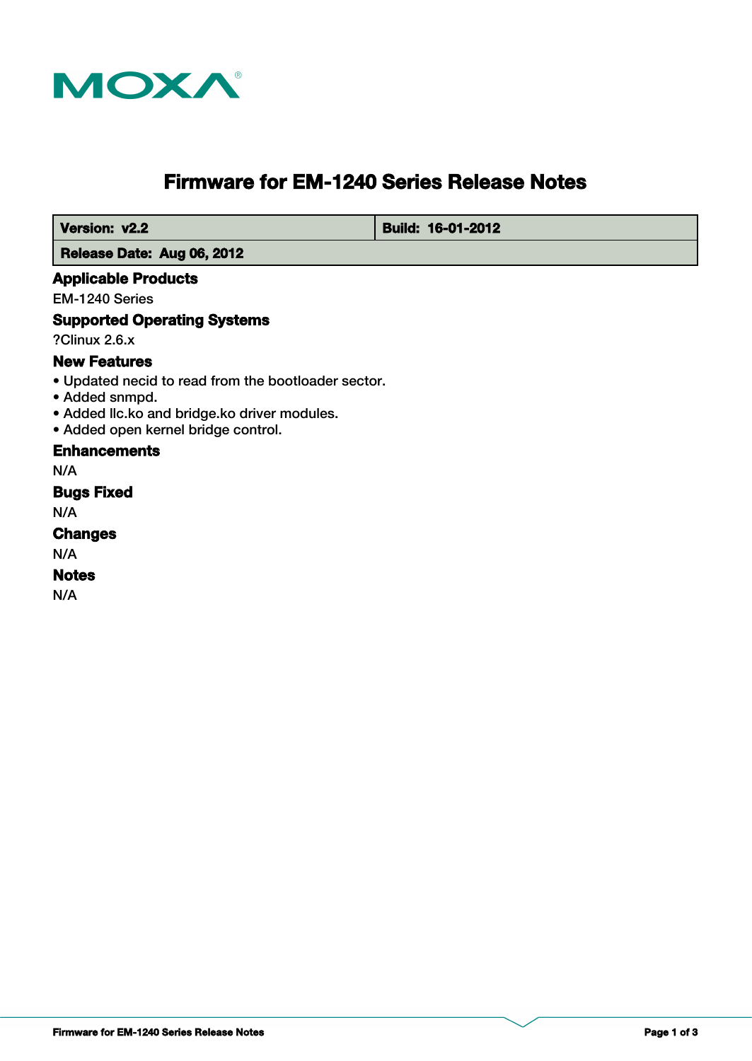# Firmware for EM-1240 Series Release Notes

| Version: v2.2 | Build: 16-01-2012 |
| --- | --- |
| Release Date: Aug 06, 2012 | |

## Applicable Products

EM-1240 Series

## Supported Operating Systems

?Clinux 2.6.x

## New Features

- Updated necid to read from the bootloader sector.
- Added snmpd.
- Added llc.ko and bridge.ko driver modules.
- Added open kernel bridge control.

## Enhancements

N/A

## Bugs Fixed

N/A

## Changes

N/A

## Notes

N/A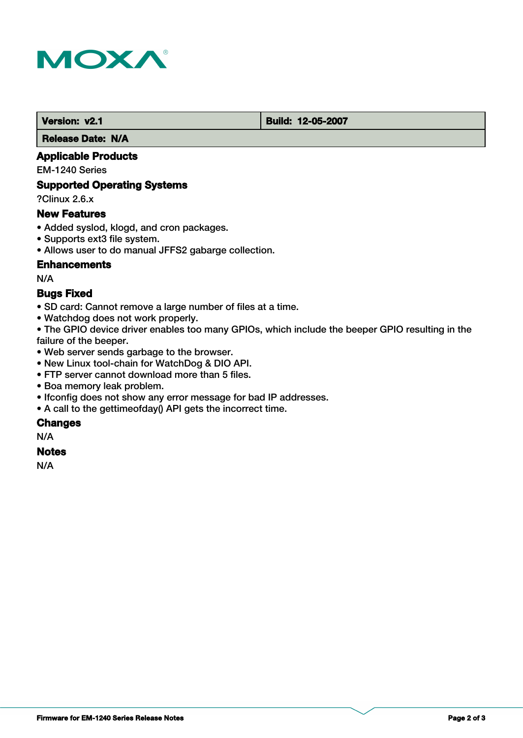| Version: v2.1 | Build: 12-05-2007 |
| --- | --- |
| Release Date: N/A | |

## Applicable Products

EM-1240 Series

## Supported Operating Systems

?Clinux 2.6.x

## New Features

- Added syslod, klogd, and cron packages.
- Supports ext3 file system.
- Allows user to do manual JFFS2 gabarge collection.

## Enhancements

N/A

## Bugs Fixed

- SD card: Cannot remove a large number of files at a time.
- Watchdog does not work properly.
- The GPIO device driver enables too many GPIOs, which include the beeper GPIO resulting in the failure of the beeper.
- Web server sends garbage to the browser.
- New Linux tool-chain for WatchDog & DIO API.
- FTP server cannot download more than 5 files.
- Boa memory leak problem.
- Ifconfig does not show any error message for bad IP addresses.
- A call to the gettimeofday() API gets the incorrect time.

## Changes

N/A

## Notes

N/A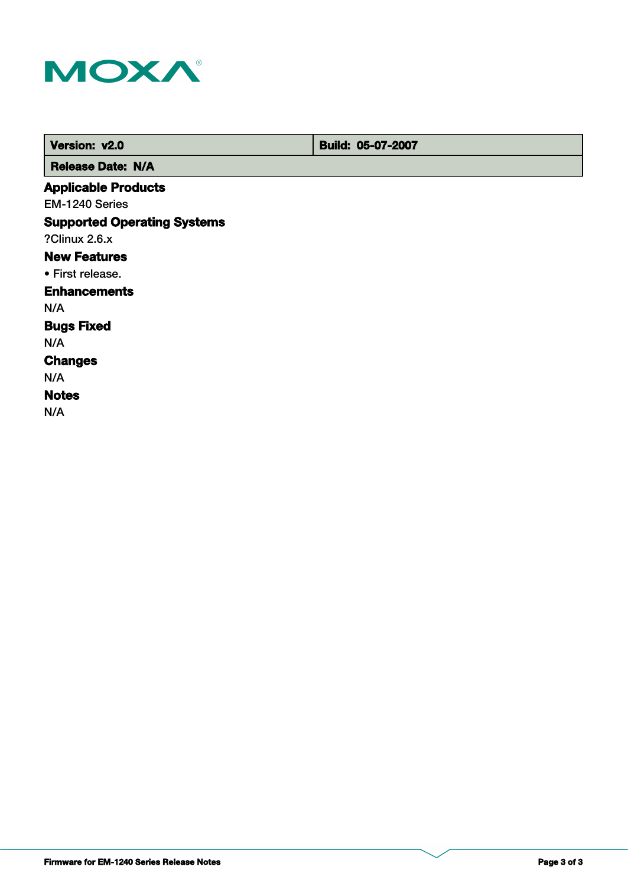| Version: v2.0 | Build: 05-07-2007 |
| --- | --- |
| Release Date: N/A | |

## Applicable Products

EM-1240 Series

## Supported Operating Systems

?Clinux 2.6.x

## New Features

- First release.

## Enhancements

N/A

## Bugs Fixed

N/A

## Changes

N/A

## Notes

N/A